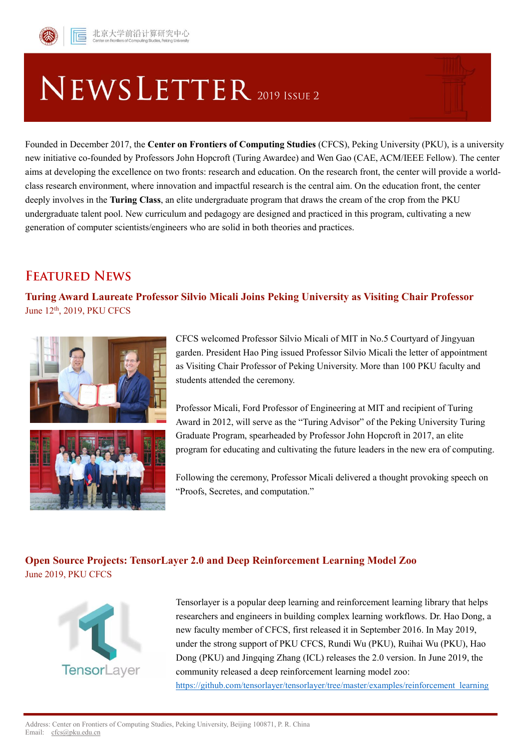北京大学前沿计算研究中心
Center on Frontiers of Computing Studies, Peking University

# NEWSLETTER 2019 ISSUE 2

Founded in December 2017, the **Center on Frontiers of Computing Studies** (CFCS), Peking University (PKU), is a university new initiative co-founded by Professors John Hopcroft (Turing Awardee) and Wen Gao (CAE, ACM/IEEE Fellow). The center aims at developing the excellence on two fronts: research and education. On the research front, the center will provide a world-class research environment, where innovation and impactful research is the central aim. On the education front, the center deeply involves in the **Turing Class**, an elite undergraduate program that draws the cream of the crop from the PKU undergraduate talent pool. New curriculum and pedagogy are designed and practiced in this program, cultivating a new generation of computer scientists/engineers who are solid in both theories and practices.

## FEATURED NEWS

### Turing Award Laureate Professor Silvio Micali Joins Peking University as Visiting Chair Professor

June 12th, 2019, PKU CFCS

CFCS welcomed Professor Silvio Micali of MIT in No.5 Courtyard of Jingyuan garden. President Hao Ping issued Professor Silvio Micali the letter of appointment as Visiting Chair Professor of Peking University. More than 100 PKU faculty and students attended the ceremony.

Professor Micali, Ford Professor of Engineering at MIT and recipient of Turing Award in 2012, will serve as the "Turing Advisor" of the Peking University Turing Graduate Program, spearheaded by Professor John Hopcroft in 2017, an elite program for educating and cultivating the future leaders in the new era of computing.

Following the ceremony, Professor Micali delivered a thought provoking speech on "Proofs, Secretes, and computation."

### Open Source Projects: TensorLayer 2.0 and Deep Reinforcement Learning Model Zoo

June 2019, PKU CFCS

Tensorlayer is a popular deep learning and reinforcement learning library that helps researchers and engineers in building complex learning workflows. Dr. Hao Dong, a new faculty member of CFCS, first released it in September 2016. In May 2019, under the strong support of PKU CFCS, Rundi Wu (PKU), Ruihai Wu (PKU), Hao Dong (PKU) and Jingqing Zhang (ICL) releases the 2.0 version. In June 2019, the community released a deep reinforcement learning model zoo: https://github.com/tensorlayer/tensorlayer/tree/master/examples/reinforcement_learning

Address: Center on Frontiers of Computing Studies, Peking University, Beijing 100871, P. R. China
Email: cfcs@pku.edu.cn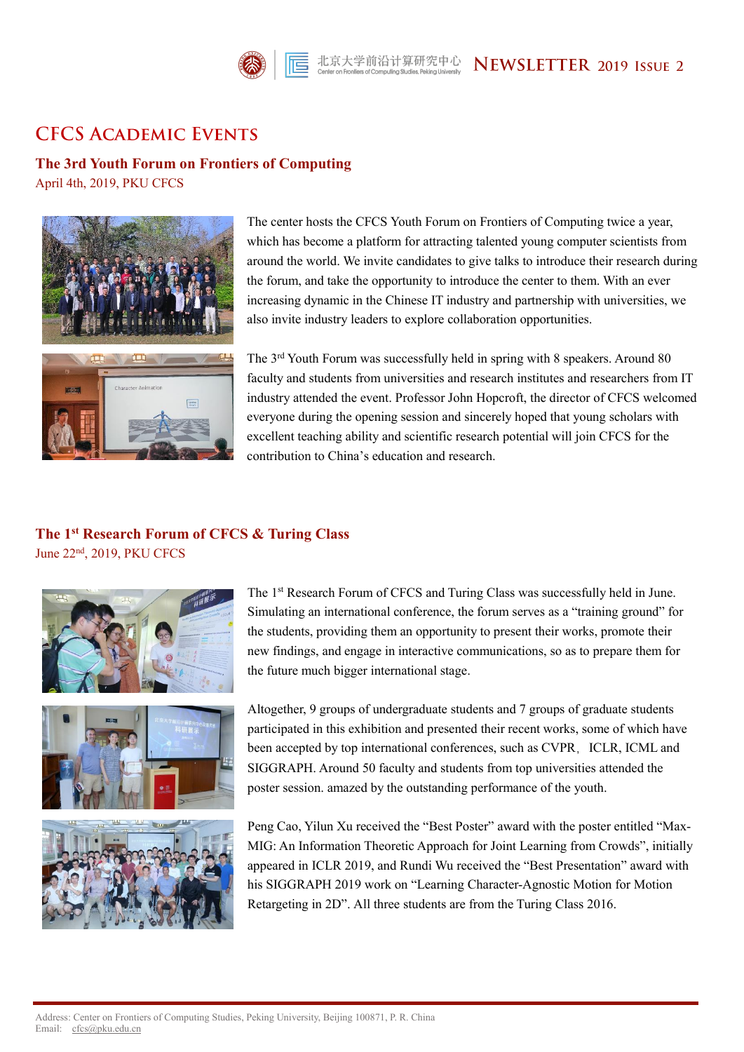# CFCS Academic Events

## The 3rd Youth Forum on Frontiers of Computing

April 4th, 2019, PKU CFCS

The center hosts the CFCS Youth Forum on Frontiers of Computing twice a year, which has become a platform for attracting talented young computer scientists from around the world. We invite candidates to give talks to introduce their research during the forum, and take the opportunity to introduce the center to them. With an ever increasing dynamic in the Chinese IT industry and partnership with universities, we also invite industry leaders to explore collaboration opportunities.

The 3rd Youth Forum was successfully held in spring with 8 speakers. Around 80 faculty and students from universities and research institutes and researchers from IT industry attended the event. Professor John Hopcroft, the director of CFCS welcomed everyone during the opening session and sincerely hoped that young scholars with excellent teaching ability and scientific research potential will join CFCS for the contribution to China's education and research.

## The 1st Research Forum of CFCS & Turing Class

June 22nd, 2019, PKU CFCS

The 1st Research Forum of CFCS and Turing Class was successfully held in June. Simulating an international conference, the forum serves as a "training ground" for the students, providing them an opportunity to present their works, promote their new findings, and engage in interactive communications, so as to prepare them for the future much bigger international stage.

Altogether, 9 groups of undergraduate students and 7 groups of graduate students participated in this exhibition and presented their recent works, some of which have been accepted by top international conferences, such as CVPR, ICLR, ICML and SIGGRAPH. Around 50 faculty and students from top universities attended the poster session. amazed by the outstanding performance of the youth.

Peng Cao, Yilun Xu received the "Best Poster" award with the poster entitled "Max-MIG: An Information Theoretic Approach for Joint Learning from Crowds", initially appeared in ICLR 2019, and Rundi Wu received the "Best Presentation" award with his SIGGRAPH 2019 work on "Learning Character-Agnostic Motion for Motion Retargeting in 2D". All three students are from the Turing Class 2016.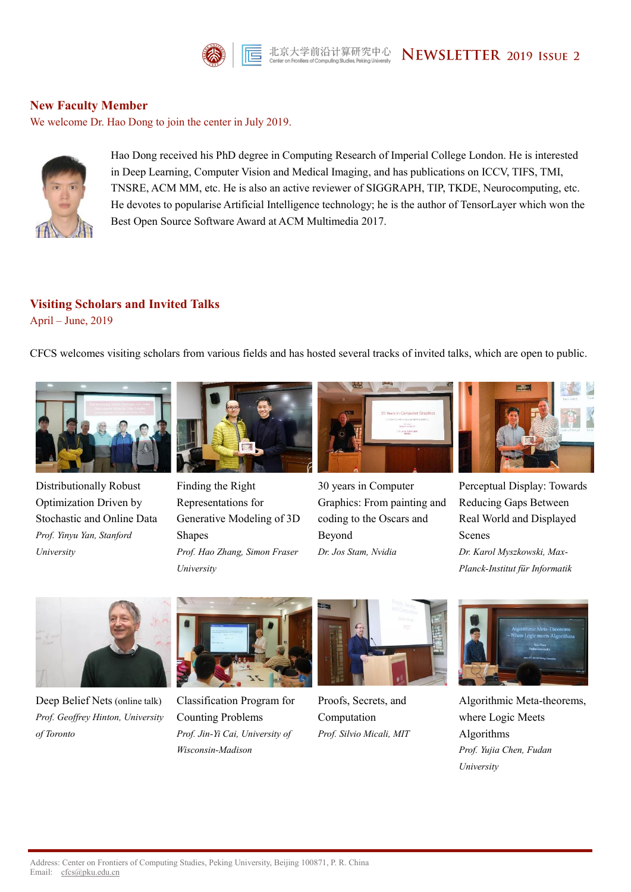## New Faculty Member

We welcome Dr. Hao Dong to join the center in July 2019.

Hao Dong received his PhD degree in Computing Research of Imperial College London. He is interested in Deep Learning, Computer Vision and Medical Imaging, and has publications on ICCV, TIFS, TMI, TNSRE, ACM MM, etc. He is also an active reviewer of SIGGRAPH, TIP, TKDE, Neurocomputing, etc. He devotes to popularise Artificial Intelligence technology; he is the author of TensorLayer which won the Best Open Source Software Award at ACM Multimedia 2017.

## Visiting Scholars and Invited Talks

April – June, 2019

CFCS welcomes visiting scholars from various fields and has hosted several tracks of invited talks, which are open to public.

Distributionally Robust Optimization Driven by Stochastic and Online Data
*Prof. Yinyu Yan, Stanford University*

Finding the Right Representations for Generative Modeling of 3D Shapes
*Prof. Hao Zhang, Simon Fraser University*

30 years in Computer Graphics: From painting and coding to the Oscars and Beyond
*Dr. Jos Stam, Nvidia*

Perceptual Display: Towards Reducing Gaps Between Real World and Displayed Scenes
*Dr. Karol Myszkowski, Max-Planck-Institut für Informatik*

Deep Belief Nets (online talk)
*Prof. Geoffrey Hinton, University of Toronto*

Classification Program for Counting Problems
*Prof. Jin-Yi Cai, University of Wisconsin-Madison*

Proofs, Secrets, and Computation
*Prof. Silvio Micali, MIT*

Algorithmic Meta-theorems, where Logic Meets Algorithms
*Prof. Yujia Chen, Fudan University*

Address: Center on Frontiers of Computing Studies, Peking University, Beijing 100871, P. R. China
Email: cfcs@pku.edu.cn